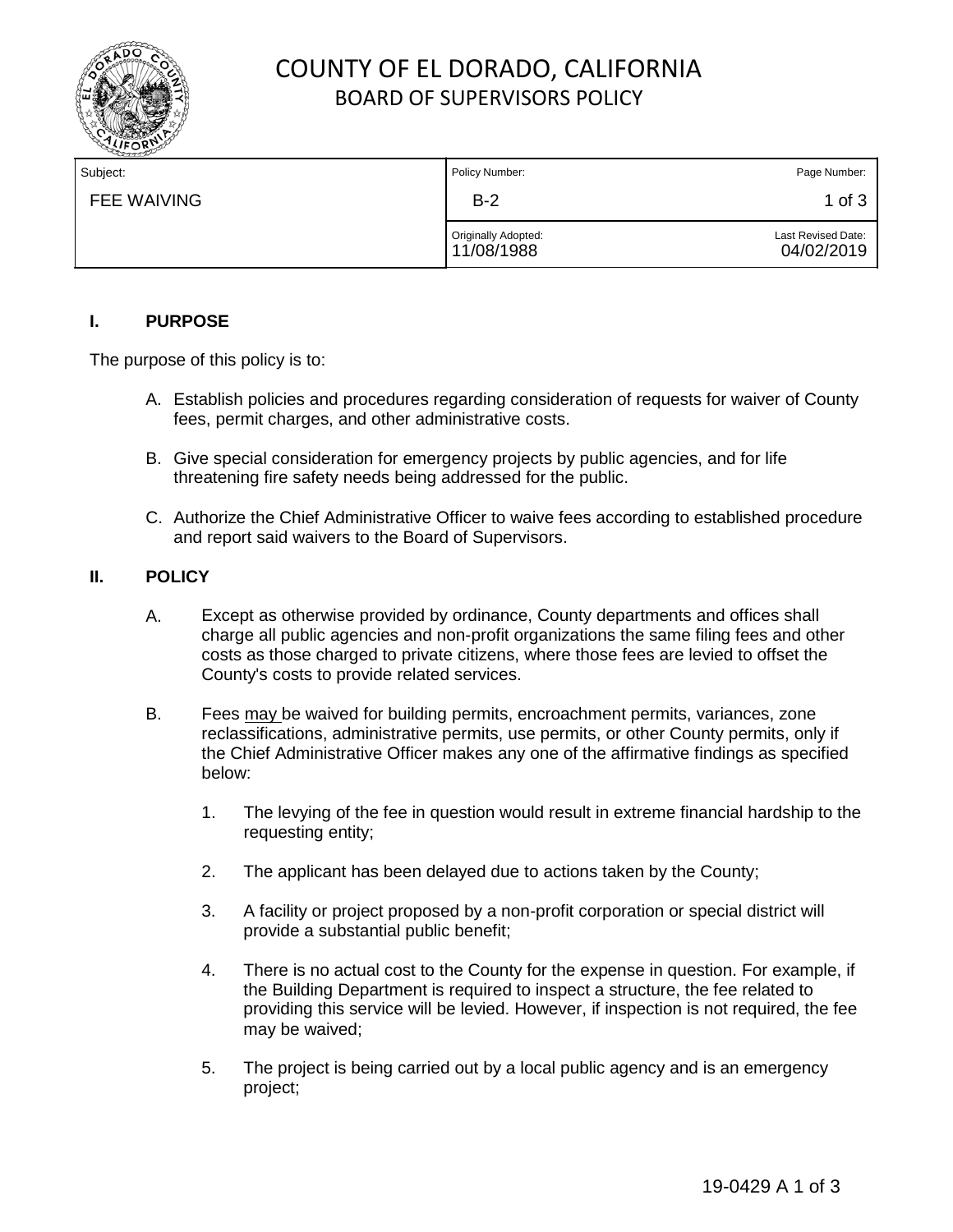# COUNTY OF EL DORADO, CALIFORNIA
## BOARD OF SUPERVISORS POLICY

| Subject: | Policy Number: | Page Number: |
| --- | --- | --- |
| FEE WAIVING | B-2 | 1 of 3 |
| | Originally Adopted: 11/08/1988 | Last Revised Date: 04/02/2019 |

### I. PURPOSE

The purpose of this policy is to:

A. Establish policies and procedures regarding consideration of requests for waiver of County fees, permit charges, and other administrative costs.

B. Give special consideration for emergency projects by public agencies, and for life threatening fire safety needs being addressed for the public.

C. Authorize the Chief Administrative Officer to waive fees according to established procedure and report said waivers to the Board of Supervisors.

### II. POLICY

A. Except as otherwise provided by ordinance, County departments and offices shall charge all public agencies and non-profit organizations the same filing fees and other costs as those charged to private citizens, where those fees are levied to offset the County's costs to provide related services.

B. Fees <u>may</u> be waived for building permits, encroachment permits, variances, zone reclassifications, administrative permits, use permits, or other County permits, only if the Chief Administrative Officer makes any one of the affirmative findings as specified below:

1. The levying of the fee in question would result in extreme financial hardship to the requesting entity;

2. The applicant has been delayed due to actions taken by the County;

3. A facility or project proposed by a non-profit corporation or special district will provide a substantial public benefit;

4. There is no actual cost to the County for the expense in question. For example, if the Building Department is required to inspect a structure, the fee related to providing this service will be levied. However, if inspection is not required, the fee may be waived;

5. The project is being carried out by a local public agency and is an emergency project;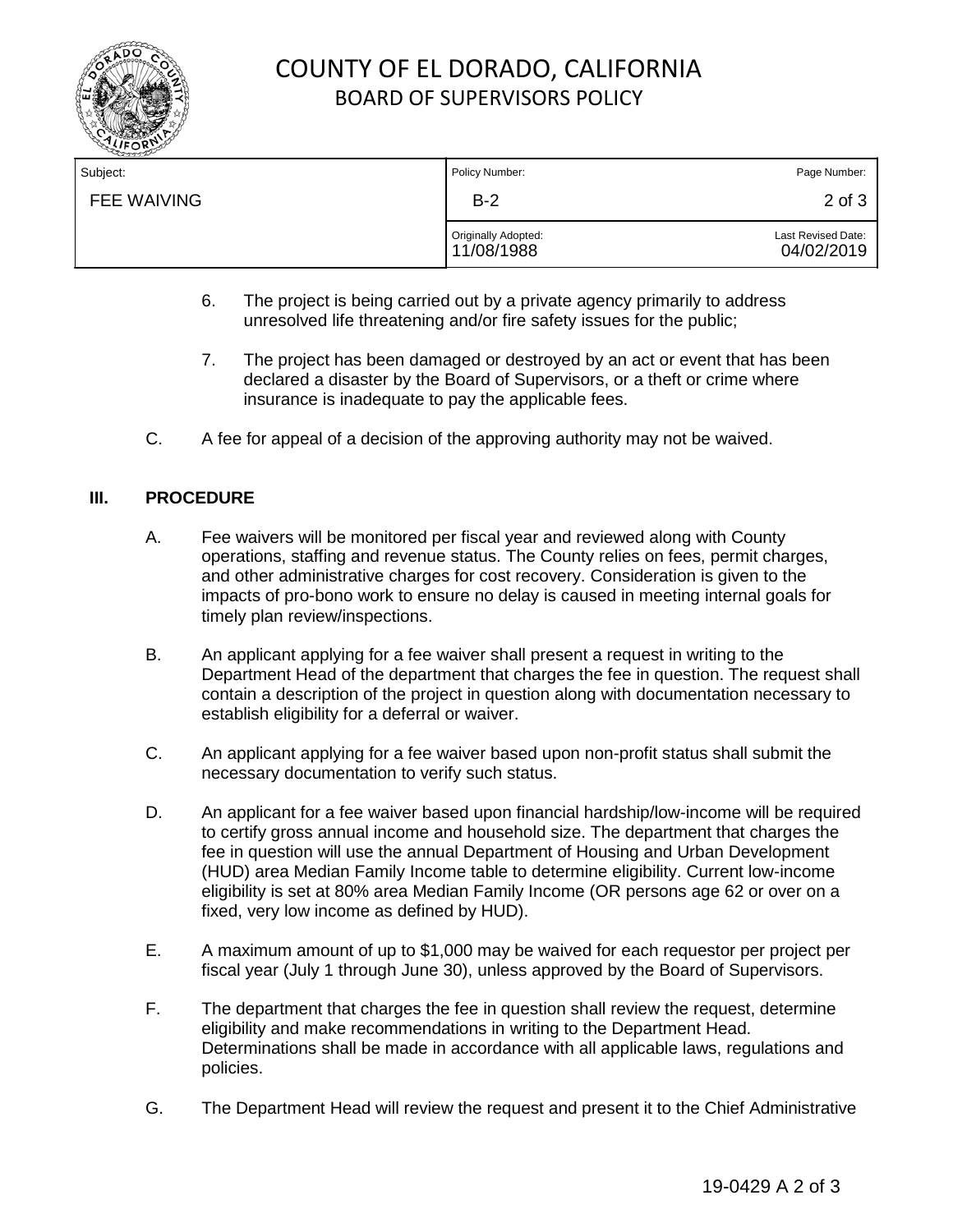6. The project is being carried out by a private agency primarily to address unresolved life threatening and/or fire safety issues for the public;

7. The project has been damaged or destroyed by an act or event that has been declared a disaster by the Board of Supervisors, or a theft or crime where insurance is inadequate to pay the applicable fees.

C. A fee for appeal of a decision of the approving authority may not be waived.

## III. PROCEDURE

A. Fee waivers will be monitored per fiscal year and reviewed along with County operations, staffing and revenue status. The County relies on fees, permit charges, and other administrative charges for cost recovery. Consideration is given to the impacts of pro-bono work to ensure no delay is caused in meeting internal goals for timely plan review/inspections.

B. An applicant applying for a fee waiver shall present a request in writing to the Department Head of the department that charges the fee in question. The request shall contain a description of the project in question along with documentation necessary to establish eligibility for a deferral or waiver.

C. An applicant applying for a fee waiver based upon non-profit status shall submit the necessary documentation to verify such status.

D. An applicant for a fee waiver based upon financial hardship/low-income will be required to certify gross annual income and household size. The department that charges the fee in question will use the annual Department of Housing and Urban Development (HUD) area Median Family Income table to determine eligibility. Current low-income eligibility is set at 80% area Median Family Income (OR persons age 62 or over on a fixed, very low income as defined by HUD).

E. A maximum amount of up to $1,000 may be waived for each requestor per project per fiscal year (July 1 through June 30), unless approved by the Board of Supervisors.

F. The department that charges the fee in question shall review the request, determine eligibility and make recommendations in writing to the Department Head. Determinations shall be made in accordance with all applicable laws, regulations and policies.

G. The Department Head will review the request and present it to the Chief Administrative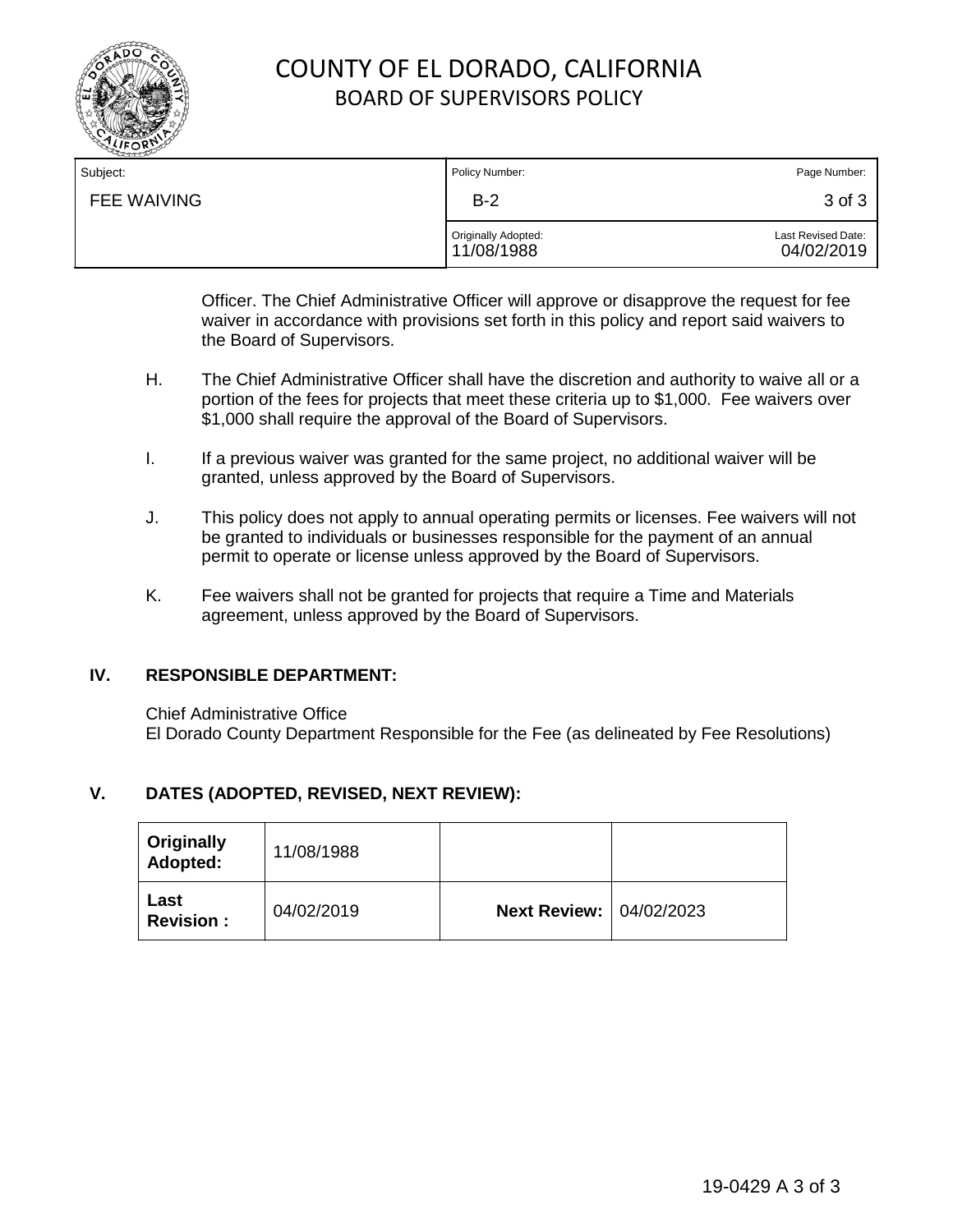Officer. The Chief Administrative Officer will approve or disapprove the request for fee waiver in accordance with provisions set forth in this policy and report said waivers to the Board of Supervisors.

H. The Chief Administrative Officer shall have the discretion and authority to waive all or a portion of the fees for projects that meet these criteria up to $1,000. Fee waivers over $1,000 shall require the approval of the Board of Supervisors.

I. If a previous waiver was granted for the same project, no additional waiver will be granted, unless approved by the Board of Supervisors.

J. This policy does not apply to annual operating permits or licenses. Fee waivers will not be granted to individuals or businesses responsible for the payment of an annual permit to operate or license unless approved by the Board of Supervisors.

K. Fee waivers shall not be granted for projects that require a Time and Materials agreement, unless approved by the Board of Supervisors.

## IV. RESPONSIBLE DEPARTMENT:

Chief Administrative Office
El Dorado County Department Responsible for the Fee (as delineated by Fee Resolutions)

## V. DATES (ADOPTED, REVISED, NEXT REVIEW):

| | | | |
|---|---|---|---|
| **Originally Adopted:** | 11/08/1988 | | |
| **Last Revision :** | 04/02/2019 | **Next Review:** | 04/02/2023 |